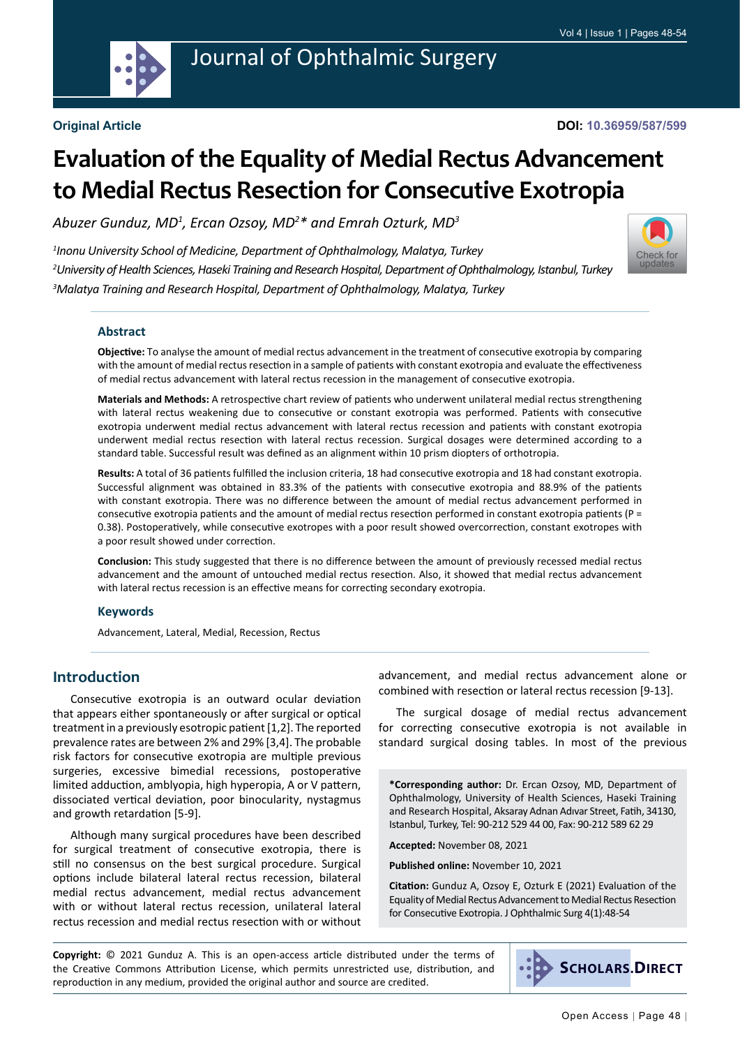**Original Article**

**DOI: 10.36959/587/599**

# Evaluation of the Equality of Medial Rectus Advancement to Medial Rectus Resection for Consecutive Exotropia

*Abuzer Gunduz, MD[1], Ercan Ozsoy, MD[2]\* and Emrah Ozturk, MD[3]*

*[1]Inonu University School of Medicine, Department of Ophthalmology, Malatya, Turkey*
*[2]University of Health Sciences, Haseki Training and Research Hospital, Department of Ophthalmology, Istanbul, Turkey*
*[3]Malatya Training and Research Hospital, Department of Ophthalmology, Malatya, Turkey*

## Abstract

**Objective:** To analyse the amount of medial rectus advancement in the treatment of consecutive exotropia by comparing with the amount of medial rectus resection in a sample of patients with constant exotropia and evaluate the effectiveness of medial rectus advancement with lateral rectus recession in the management of consecutive exotropia.

**Materials and Methods:** A retrospective chart review of patients who underwent unilateral medial rectus strengthening with lateral rectus weakening due to consecutive or constant exotropia was performed. Patients with consecutive exotropia underwent medial rectus advancement with lateral rectus recession and patients with constant exotropia underwent medial rectus resection with lateral rectus recession. Surgical dosages were determined according to a standard table. Successful result was defined as an alignment within 10 prism diopters of orthotropia.

**Results:** A total of 36 patients fulfilled the inclusion criteria, 18 had consecutive exotropia and 18 had constant exotropia. Successful alignment was obtained in 83.3% of the patients with consecutive exotropia and 88.9% of the patients with constant exotropia. There was no difference between the amount of medial rectus advancement performed in consecutive exotropia patients and the amount of medial rectus resection performed in constant exotropia patients (P = 0.38). Postoperatively, while consecutive exotropes with a poor result showed overcorrection, constant exotropes with a poor result showed under correction.

**Conclusion:** This study suggested that there is no difference between the amount of previously recessed medial rectus advancement and the amount of untouched medial rectus resection. Also, it showed that medial rectus advancement with lateral rectus recession is an effective means for correcting secondary exotropia.

## Keywords

Advancement, Lateral, Medial, Recession, Rectus

## Introduction

Consecutive exotropia is an outward ocular deviation that appears either spontaneously or after surgical or optical treatment in a previously esotropic patient [1,2]. The reported prevalence rates are between 2% and 29% [3,4]. The probable risk factors for consecutive exotropia are multiple previous surgeries, excessive bimedial recessions, postoperative limited adduction, amblyopia, high hyperopia, A or V pattern, dissociated vertical deviation, poor binocularity, nystagmus and growth retardation [5-9].

Although many surgical procedures have been described for surgical treatment of consecutive exotropia, there is still no consensus on the best surgical procedure. Surgical options include bilateral lateral rectus recession, bilateral medial rectus advancement, medial rectus advancement with or without lateral rectus recession, unilateral lateral rectus recession and medial rectus resection with or without advancement, and medial rectus advancement alone or combined with resection or lateral rectus recession [9-13].

The surgical dosage of medial rectus advancement for correcting consecutive exotropia is not available in standard surgical dosing tables. In most of the previous

**\*Corresponding author:** Dr. Ercan Ozsoy, MD, Department of Ophthalmology, University of Health Sciences, Haseki Training and Research Hospital, Aksaray Adnan Adıvar Street, Fatih, 34130, Istanbul, Turkey, Tel: 90-212 529 44 00, Fax: 90-212 589 62 29

**Accepted:** November 08, 2021

**Published online:** November 10, 2021

**Citation:** Gunduz A, Ozsoy E, Ozturk E (2021) Evaluation of the Equality of Medial Rectus Advancement to Medial Rectus Resection for Consecutive Exotropia. J Ophthalmic Surg 4(1):48-54

**Copyright:** © 2021 Gunduz A. This is an open-access article distributed under the terms of the Creative Commons Attribution License, which permits unrestricted use, distribution, and reproduction in any medium, provided the original author and source are credited.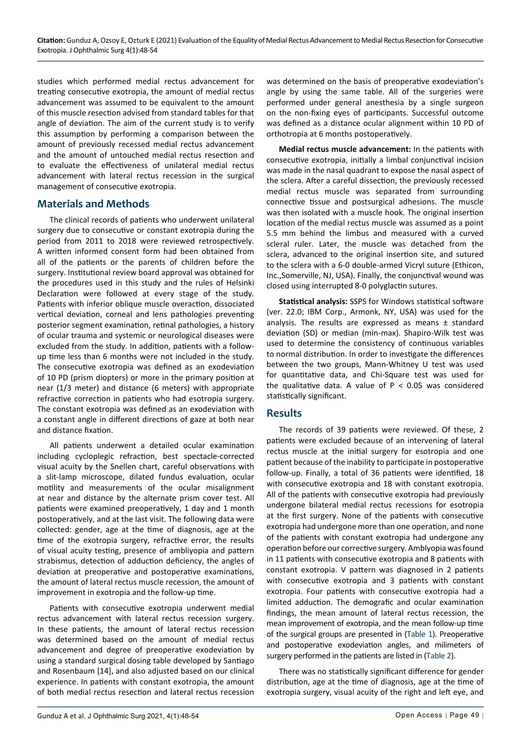studies which performed medial rectus advancement for treating consecutive exotropia, the amount of medial rectus advancement was assumed to be equivalent to the amount of this muscle resection advised from standard tables for that angle of deviation. The aim of the current study is to verify this assumption by performing a comparison between the amount of previously recessed medial rectus advancement and the amount of untouched medial rectus resection and to evaluate the effectiveness of unilateral medial rectus advancement with lateral rectus recession in the surgical management of consecutive exotropia.

## Materials and Methods

The clinical records of patients who underwent unilateral surgery due to consecutive or constant exotropia during the period from 2011 to 2018 were reviewed retrospectively. A written informed consent form had been obtained from all of the patients or the parents of children before the surgery. Institutional review board approval was obtained for the procedures used in this study and the rules of Helsinki Declaration were followed at every stage of the study. Patients with inferior oblique muscle overaction, dissociated vertical deviation, corneal and lens pathologies preventing posterior segment examination, retinal pathologies, a history of ocular trauma and systemic or neurological diseases were excluded from the study. In addition, patients with a follow-up time less than 6 months were not included in the study. The consecutive exotropia was defined as an exodeviation of 10 PD (prism diopters) or more in the primary position at near (1/3 meter) and distance (6 meters) with appropriate refractive correction in patients who had esotropia surgery. The constant exotropia was defined as an exodeviation with a constant angle in different directions of gaze at both near and distance fixation.

All patients underwent a detailed ocular examination including cycloplegic refraction, best spectacle-corrected visual acuity by the Snellen chart, careful observations with a slit-lamp microscope, dilated fundus evaluation, ocular motility and measurements of the ocular misalignment at near and distance by the alternate prism cover test. All patients were examined preoperatively, 1 day and 1 month postoperatively, and at the last visit. The following data were collected: gender, age at the time of diagnosis, age at the time of the exotropia surgery, refractive error, the results of visual acuity testing, presence of ambliyopia and pattern strabismus, detection of adduction deficiency, the angles of deviation at preoperative and postoperative examinations, the amount of lateral rectus muscle recession, the amount of improvement in exotropia and the follow-up time.

Patients with consecutive exotropia underwent medial rectus advancement with lateral rectus recession surgery. In these patients, the amount of lateral rectus recession was determined based on the amount of medial rectus advancement and degree of preoperative exodeviation by using a standard surgical dosing table developed by Santiago and Rosenbaum [14], and also adjusted based on our clinical experience. In patients with constant exotropia, the amount of both medial rectus resection and lateral rectus recession was determined on the basis of preoperative exodeviation's angle by using the same table. All of the surgeries were performed under general anesthesia by a single surgeon on the non-fixing eyes of participants. Successful outcome was defined as a distance ocular alignment within 10 PD of orthotropia at 6 months postoperatively.

**Medial rectus muscle advancement:** In the patients with consecutive exotropia, initially a limbal conjunctival incision was made in the nasal quadrant to expose the nasal aspect of the sclera. After a careful dissection, the previously recessed medial rectus muscle was separated from surrounding connective tissue and postsurgical adhesions. The muscle was then isolated with a muscle hook. The original insertion location of the medial rectus muscle was assumed as a point 5.5 mm behind the limbus and measured with a curved scleral ruler. Later, the muscle was detached from the sclera, advanced to the original insertion site, and sutured to the sclera with a 6-0 double-armed Vicryl suture (Ethicon, Inc.,Somerville, NJ, USA). Finally, the conjunctival wound was closed using interrupted 8-0 polyglactin sutures.

**Statistical analysis:** SSPS for Windows statistical software (ver. 22.0; IBM Corp., Armonk, NY, USA) was used for the analysis. The results are expressed as means ± standard deviation (SD) or median (min-max). Shapiro-Wilk test was used to determine the consistency of continuous variables to normal distribution. In order to investigate the differences between the two groups, Mann-Whitney U test was used for quantitative data, and Chi-Square test was used for the qualitative data. A value of $P < 0.05$ was considered statistically significant.

## Results

The records of 39 patients were reviewed. Of these, 2 patients were excluded because of an intervening of lateral rectus muscle at the initial surgery for esotropia and one patient because of the inability to participate in postoperative follow-up. Finally, a total of 36 patients were identified, 18 with consecutive exotropia and 18 with constant exotropia. All of the patients with consecutive exotropia had previously undergone bilateral medial rectus recessions for esotropia at the first surgery. None of the patients with consecutive exotropia had undergone more than one operation, and none of the patients with constant exotropia had undergone any operation before our corrective surgery. Amblyopia was found in 11 patients with consecutive exotropia and 8 patients with constant exotropia. V pattern was diagnosed in 2 patients with consecutive exotropia and 3 patients with constant exotropia. Four patients with consecutive exotropia had a limited adduction. The demografic and ocular examination findings, the mean amount of lateral rectus recession, the mean improvement of exotropia, and the mean follow-up time of the surgical groups are presented in (Table 1). Preoperative and postoperative exodeviation angles, and milimeters of surgery performed in the patients are listed in (Table 2).

There was no statistically significant difference for gender distribution, age at the time of diagnosis, age at the time of exotropia surgery, visual acuity of the right and left eye, and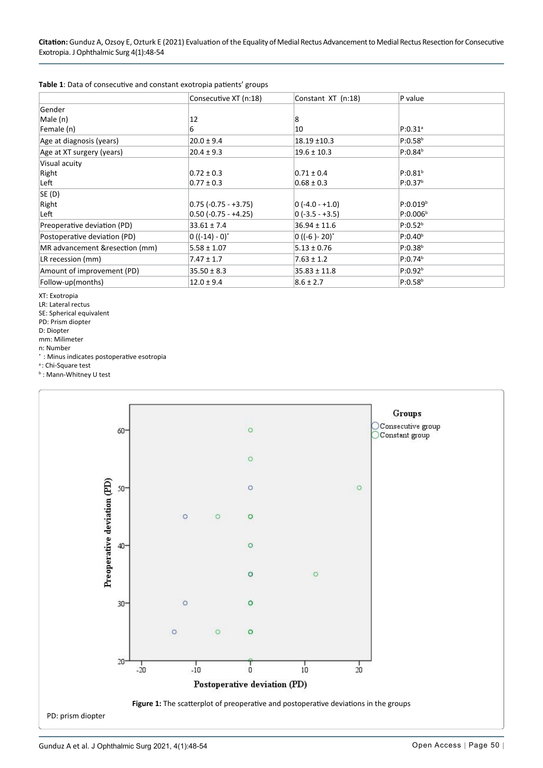**Table 1**: Data of consecutive and constant exotropia patients' groups

| | Consecutive XT (n:18) | Constant XT (n:18) | P value |
|---|---|---|---|
| Gender<br>Male (n)<br>Female (n) | <br>12<br>6 | <br>8<br>10 | <br><br>P:0.31[a] |
| Age at diagnosis (years) | 20.0 ± 9.4 | 18.19 ±10.3 | P:0.58[b] |
| Age at XT surgery (years) | 20.4 ± 9.3 | 19.6 ± 10.3 | P:0.84[b] |
| Visual acuity<br>Right<br>Left | <br>0.72 ± 0.3<br>0.77 ± 0.3 | <br>0.71 ± 0.4<br>0.68 ± 0.3 | <br>P:0.81[b]<br>P:0.37[b] |
| SE (D)<br>Right<br>Left | <br>0.75 (-0.75 - +3.75)<br>0.50 (-0.75 - +4.25) | <br>0 (-4.0 - +1.0)<br>0 (-3.5 - +3.5) | <br>P:0.019[b]<br>P:0.006[b] |
| Preoperative deviation (PD) | 33.61 ± 7.4 | 36.94 ± 11.6 | P:0.52[b] |
| Postoperative deviation (PD) | 0 ((-14) - 0)* | 0 ((-6 )- 20)* | P:0.40[b] |
| MR advancement &resection (mm) | 5.58 ± 1.07 | 5.13 ± 0.76 | P:0.38[b] |
| LR recession (mm) | 7.47 ± 1.7 | 7.63 ± 1.2 | P:0.74[b] |
| Amount of improvement (PD) | 35.50 ± 8.3 | 35.83 ± 11.8 | P:0.92[b] |
| Follow-up(months) | 12.0 ± 9.4 | 8.6 ± 2.7 | P:0.58[b] |

XT: Exotropia
LR: Lateral rectus
SE: Spherical equivalent
PD: Prism diopter
D: Diopter
mm: Milimeter
n: Number
* : Minus indicates postoperative esotropia
[a]: Chi-Square test
[b]: Mann-Whitney U test

**Figure 1:** The scatterplot of preoperative and postoperative deviations in the groups

PD: prism diopter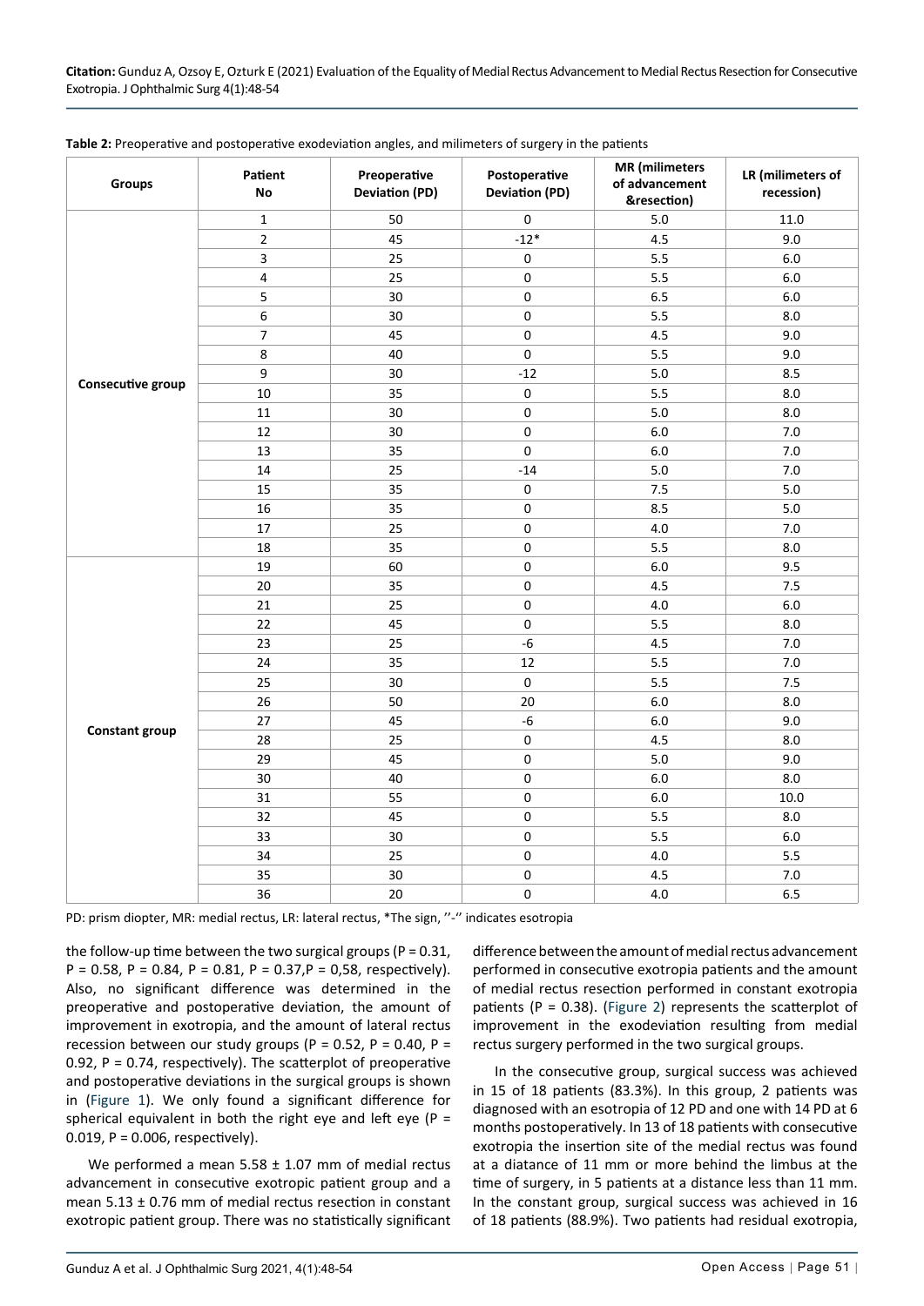**Table 2:** Preoperative and postoperative exodeviation angles, and milimeters of surgery in the patients

| Groups | Patient No | Preoperative Deviation (PD) | Postoperative Deviation (PD) | MR (milimeters of advancement &resection) | LR (milimeters of recession) |
|---|---|---|---|---|---|
| Consecutive group | 1 | 50 | 0 | 5.0 | 11.0 |
| | 2 | 45 | -12* | 4.5 | 9.0 |
| | 3 | 25 | 0 | 5.5 | 6.0 |
| | 4 | 25 | 0 | 5.5 | 6.0 |
| | 5 | 30 | 0 | 6.5 | 6.0 |
| | 6 | 30 | 0 | 5.5 | 8.0 |
| | 7 | 45 | 0 | 4.5 | 9.0 |
| | 8 | 40 | 0 | 5.5 | 9.0 |
| | 9 | 30 | -12 | 5.0 | 8.5 |
| | 10 | 35 | 0 | 5.5 | 8.0 |
| | 11 | 30 | 0 | 5.0 | 8.0 |
| | 12 | 30 | 0 | 6.0 | 7.0 |
| | 13 | 35 | 0 | 6.0 | 7.0 |
| | 14 | 25 | -14 | 5.0 | 7.0 |
| | 15 | 35 | 0 | 7.5 | 5.0 |
| | 16 | 35 | 0 | 8.5 | 5.0 |
| | 17 | 25 | 0 | 4.0 | 7.0 |
| | 18 | 35 | 0 | 5.5 | 8.0 |
| Constant group | 19 | 60 | 0 | 6.0 | 9.5 |
| | 20 | 35 | 0 | 4.5 | 7.5 |
| | 21 | 25 | 0 | 4.0 | 6.0 |
| | 22 | 45 | 0 | 5.5 | 8.0 |
| | 23 | 25 | -6 | 4.5 | 7.0 |
| | 24 | 35 | 12 | 5.5 | 7.0 |
| | 25 | 30 | 0 | 5.5 | 7.5 |
| | 26 | 50 | 20 | 6.0 | 8.0 |
| | 27 | 45 | -6 | 6.0 | 9.0 |
| | 28 | 25 | 0 | 4.5 | 8.0 |
| | 29 | 45 | 0 | 5.0 | 9.0 |
| | 30 | 40 | 0 | 6.0 | 8.0 |
| | 31 | 55 | 0 | 6.0 | 10.0 |
| | 32 | 45 | 0 | 5.5 | 8.0 |
| | 33 | 30 | 0 | 5.5 | 6.0 |
| | 34 | 25 | 0 | 4.0 | 5.5 |
| | 35 | 30 | 0 | 4.5 | 7.0 |
| | 36 | 20 | 0 | 4.0 | 6.5 |

PD: prism diopter, MR: medial rectus, LR: lateral rectus, *The sign, ''-'' indicates esotropia

the follow-up time between the two surgical groups (P = 0.31, P = 0.58, P = 0.84, P = 0.81, P = 0.37,P = 0,58, respectively). Also, no significant difference was determined in the preoperative and postoperative deviation, the amount of improvement in exotropia, and the amount of lateral rectus recession between our study groups (P = 0.52, P = 0.40, P = 0.92, P = 0.74, respectively). The scatterplot of preoperative and postoperative deviations in the surgical groups is shown in (Figure 1). We only found a significant difference for spherical equivalent in both the right eye and left eye (P = 0.019, P = 0.006, respectively).

We performed a mean 5.58 ± 1.07 mm of medial rectus advancement in consecutive exotropic patient group and a mean 5.13 ± 0.76 mm of medial rectus resection in constant exotropic patient group. There was no statistically significant difference between the amount of medial rectus advancement performed in consecutive exotropia patients and the amount of medial rectus resection performed in constant exotropia patients (P = 0.38). (Figure 2) represents the scatterplot of improvement in the exodeviation resulting from medial rectus surgery performed in the two surgical groups.

In the consecutive group, surgical success was achieved in 15 of 18 patients (83.3%). In this group, 2 patients was diagnosed with an esotropia of 12 PD and one with 14 PD at 6 months postoperatively. In 13 of 18 patients with consecutive exotropia the insertion site of the medial rectus was found at a diatance of 11 mm or more behind the limbus at the time of surgery, in 5 patients at a distance less than 11 mm. In the constant group, surgical success was achieved in 16 of 18 patients (88.9%). Two patients had residual exotropia,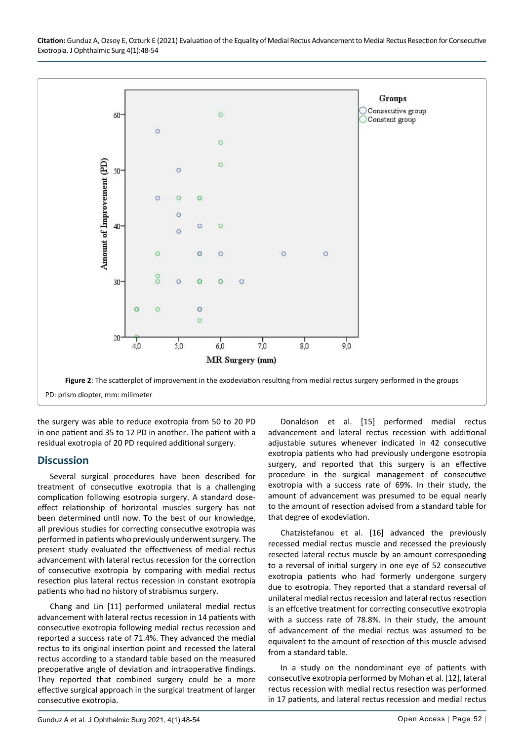Figure 2: The scatterplot of improvement in the exodeviation resulting from medial rectus surgery performed in the groups

PD: prism diopter, mm: milimeter

the surgery was able to reduce exotropia from 50 to 20 PD in one patient and 35 to 12 PD in another. The patient with a residual exotropia of 20 PD required additional surgery.

## Discussion

Several surgical procedures have been described for treatment of consecutive exotropia that is a challenging complication following esotropia surgery. A standard dose-effect relationship of horizontal muscles surgery has not been determined until now. To the best of our knowledge, all previous studies for correcting consecutive exotropia was performed in patients who previously underwent surgery. The present study evaluated the effectiveness of medial rectus advancement with lateral rectus recession for the correction of consecutive exotropia by comparing with medial rectus resection plus lateral rectus recession in constant exotropia patients who had no history of strabismus surgery.

Chang and Lin [11] performed unilateral medial rectus advancement with lateral rectus recession in 14 patients with consecutive exotropia following medial rectus recession and reported a success rate of 71.4%. They advanced the medial rectus to its original insertion point and recessed the lateral rectus according to a standard table based on the measured preoperative angle of deviation and intraoperative findings. They reported that combined surgery could be a more effective surgical approach in the surgical treatment of larger consecutive exotropia.

Donaldson et al. [15] performed medial rectus advancement and lateral rectus recession with additional adjustable sutures whenever indicated in 42 consecutive exotropia patients who had previously undergone esotropia surgery, and reported that this surgery is an effective procedure in the surgical management of consecutive exotropia with a success rate of 69%. In their study, the amount of advancement was presumed to be equal nearly to the amount of resection advised from a standard table for that degree of exodeviation.

Chatzistefanou et al. [16] advanced the previously recessed medial rectus muscle and recessed the previously resected lateral rectus muscle by an amount corresponding to a reversal of initial surgery in one eye of 52 consecutive exotropia patients who had formerly undergone surgery due to esotropia. They reported that a standard reversal of unilateral medial rectus recession and lateral rectus resection is an effcetive treatment for correcting consecutive exotropia with a success rate of 78.8%. In their study, the amount of advancement of the medial rectus was assumed to be equivalent to the amount of resection of this muscle advised from a standard table.

In a study on the nondominant eye of patients with consecutive exotropia performed by Mohan et al. [12], lateral rectus recession with medial rectus resection was performed in 17 patients, and lateral rectus recession and medial rectus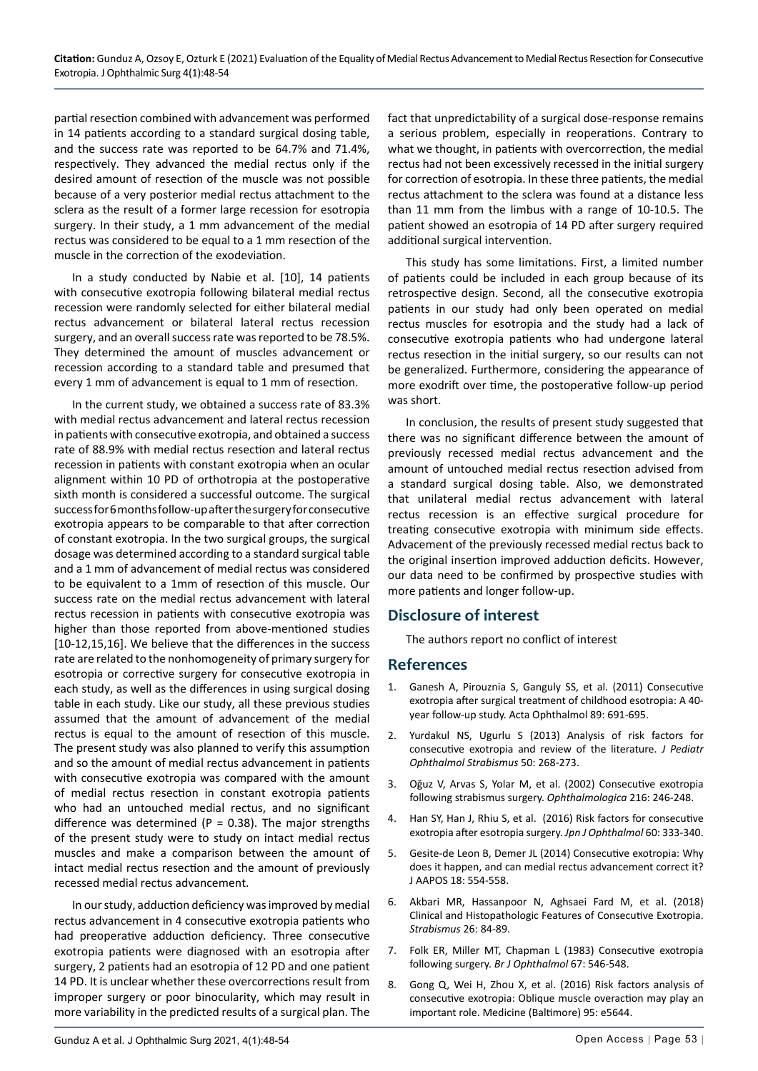partial resection combined with advancement was performed in 14 patients according to a standard surgical dosing table, and the success rate was reported to be 64.7% and 71.4%, respectively. They advanced the medial rectus only if the desired amount of resection of the muscle was not possible because of a very posterior medial rectus attachment to the sclera as the result of a former large recession for esotropia surgery. In their study, a 1 mm advancement of the medial rectus was considered to be equal to a 1 mm resection of the muscle in the correction of the exodeviation.

In a study conducted by Nabie et al. [10], 14 patients with consecutive exotropia following bilateral medial rectus recession were randomly selected for either bilateral medial rectus advancement or bilateral lateral rectus recession surgery, and an overall success rate was reported to be 78.5%. They determined the amount of muscles advancement or recession according to a standard table and presumed that every 1 mm of advancement is equal to 1 mm of resection.

In the current study, we obtained a success rate of 83.3% with medial rectus advancement and lateral rectus recession in patients with consecutive exotropia, and obtained a success rate of 88.9% with medial rectus resection and lateral rectus recession in patients with constant exotropia when an ocular alignment within 10 PD of orthotropia at the postoperative sixth month is considered a successful outcome. The surgical success for 6 months follow-up after the surgery for consecutive exotropia appears to be comparable to that after correction of constant exotropia. In the two surgical groups, the surgical dosage was determined according to a standard surgical table and a 1 mm of advancement of medial rectus was considered to be equivalent to a 1mm of resection of this muscle. Our success rate on the medial rectus advancement with lateral rectus recession in patients with consecutive exotropia was higher than those reported from above-mentioned studies [10-12,15,16]. We believe that the differences in the success rate are related to the nonhomogeneity of primary surgery for esotropia or corrective surgery for consecutive exotropia in each study, as well as the differences in using surgical dosing table in each study. Like our study, all these previous studies assumed that the amount of advancement of the medial rectus is equal to the amount of resection of this muscle. The present study was also planned to verify this assumption and so the amount of medial rectus advancement in patients with consecutive exotropia was compared with the amount of medial rectus resection in constant exotropia patients who had an untouched medial rectus, and no significant difference was determined ($P = 0.38$). The major strengths of the present study were to study on intact medial rectus muscles and make a comparison between the amount of intact medial rectus resection and the amount of previously recessed medial rectus advancement.

In our study, adduction deficiency was improved by medial rectus advancement in 4 consecutive exotropia patients who had preoperative adduction deficiency. Three consecutive exotropia patients were diagnosed with an esotropia after surgery, 2 patients had an esotropia of 12 PD and one patient 14 PD. It is unclear whether these overcorrections result from improper surgery or poor binocularity, which may result in more variability in the predicted results of a surgical plan. The fact that unpredictability of a surgical dose-response remains a serious problem, especially in reoperations. Contrary to what we thought, in patients with overcorrection, the medial rectus had not been excessively recessed in the initial surgery for correction of esotropia. In these three patients, the medial rectus attachment to the sclera was found at a distance less than 11 mm from the limbus with a range of 10-10.5. The patient showed an esotropia of 14 PD after surgery required additional surgical intervention.

This study has some limitations. First, a limited number of patients could be included in each group because of its retrospective design. Second, all the consecutive exotropia patients in our study had only been operated on medial rectus muscles for esotropia and the study had a lack of consecutive exotropia patients who had undergone lateral rectus resection in the initial surgery, so our results can not be generalized. Furthermore, considering the appearance of more exodrift over time, the postoperative follow-up period was short.

In conclusion, the results of present study suggested that there was no significant difference between the amount of previously recessed medial rectus advancement and the amount of untouched medial rectus resection advised from a standard surgical dosing table. Also, we demonstrated that unilateral medial rectus advancement with lateral rectus recession is an effective surgical procedure for treating consecutive exotropia with minimum side effects. Advacement of the previously recessed medial rectus back to the original insertion improved adduction deficits. However, our data need to be confirmed by prospective studies with more patients and longer follow-up.

## Disclosure of interest

The authors report no conflict of interest

## References

1. Ganesh A, Pirouznia S, Ganguly SS, et al. (2011) Consecutive exotropia after surgical treatment of childhood esotropia: A 40-year follow-up study. Acta Ophthalmol 89: 691-695.
2. Yurdakul NS, Ugurlu S (2013) Analysis of risk factors for consecutive exotropia and review of the literature. *J Pediatr Ophthalmol Strabismus* 50: 268-273.
3. Oğuz V, Arvas S, Yolar M, et al. (2002) Consecutive exotropia following strabismus surgery. *Ophthalmologica* 216: 246-248.
4. Han SY, Han J, Rhiu S, et al. (2016) Risk factors for consecutive exotropia after esotropia surgery. *Jpn J Ophthalmol* 60: 333-340.
5. Gesite-de Leon B, Demer JL (2014) Consecutive exotropia: Why does it happen, and can medial rectus advancement correct it? J AAPOS 18: 554-558.
6. Akbari MR, Hassanpoor N, Aghsaei Fard M, et al. (2018) Clinical and Histopathologic Features of Consecutive Exotropia. *Strabismus* 26: 84-89.
7. Folk ER, Miller MT, Chapman L (1983) Consecutive exotropia following surgery. *Br J Ophthalmol* 67: 546-548.
8. Gong Q, Wei H, Zhou X, et al. (2016) Risk factors analysis of consecutive exotropia: Oblique muscle overaction may play an important role. Medicine (Baltimore) 95: e5644.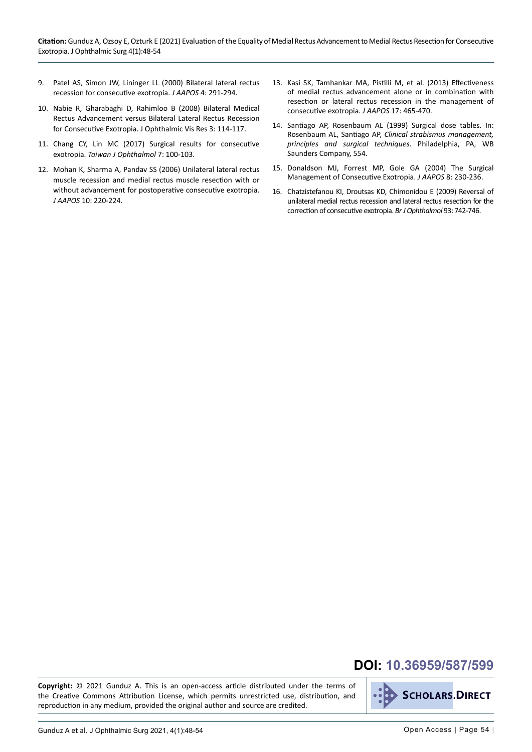9. Patel AS, Simon JW, Lininger LL (2000) Bilateral lateral rectus recession for consecutive exotropia. *J AAPOS* 4: 291-294.

10. Nabie R, Gharabaghi D, Rahimloo B (2008) Bilateral Medical Rectus Advancement versus Bilateral Lateral Rectus Recession for Consecutive Exotropia. J Ophthalmic Vis Res 3: 114-117.

11. Chang CY, Lin MC (2017) Surgical results for consecutive exotropia. *Taiwan J Ophthalmol* 7: 100-103.

12. Mohan K, Sharma A, Pandav SS (2006) Unilateral lateral rectus muscle recession and medial rectus muscle resection with or without advancement for postoperative consecutive exotropia. *J AAPOS* 10: 220-224.

13. Kasi SK, Tamhankar MA, Pistilli M, et al. (2013) Effectiveness of medial rectus advancement alone or in combination with resection or lateral rectus recession in the management of consecutive exotropia. *J AAPOS* 17: 465-470.

14. Santiago AP, Rosenbaum AL (1999) Surgical dose tables. In: Rosenbaum AL, Santiago AP, *Clinical strabismus management, principles and surgical techniques*. Philadelphia, PA, WB Saunders Company, 554.

15. Donaldson MJ, Forrest MP, Gole GA (2004) The Surgical Management of Consecutive Exotropia. *J AAPOS* 8: 230-236.

16. Chatzistefanou KI, Droutsas KD, Chimonidou E (2009) Reversal of unilateral medial rectus recession and lateral rectus resection for the correction of consecutive exotropia. *Br J Ophthalmol* 93: 742-746.

**DOI: 10.36959/587/599**

**Copyright:** © 2021 Gunduz A. This is an open-access article distributed under the terms of the Creative Commons Attribution License, which permits unrestricted use, distribution, and reproduction in any medium, provided the original author and source are credited.